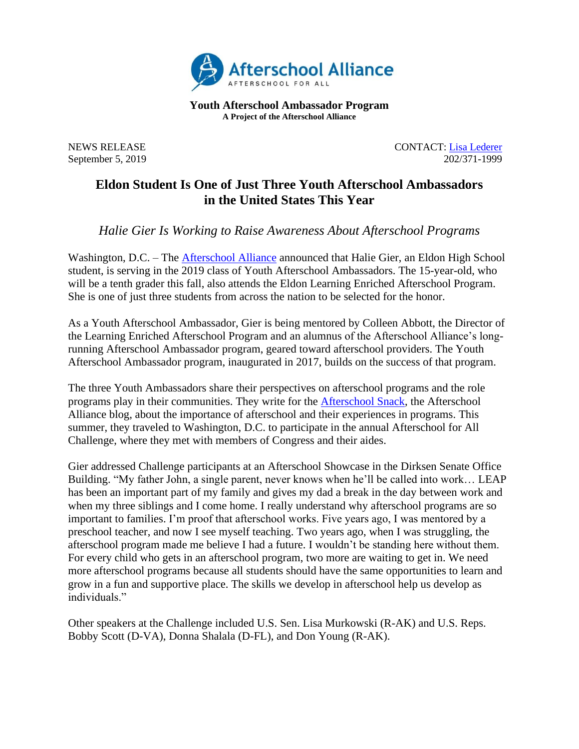Afterschool Alliance
AFTERSCHOOL FOR ALL

**Youth Afterschool Ambassador Program**
**A Project of the Afterschool Alliance**

NEWS RELEASE
September 5, 2019

CONTACT: Lisa Lederer
202/371-1999

# Eldon Student Is One of Just Three Youth Afterschool Ambassadors in the United States This Year

*Halie Gier Is Working to Raise Awareness About Afterschool Programs*

Washington, D.C. – The Afterschool Alliance announced that Halie Gier, an Eldon High School student, is serving in the 2019 class of Youth Afterschool Ambassadors. The 15-year-old, who will be a tenth grader this fall, also attends the Eldon Learning Enriched Afterschool Program. She is one of just three students from across the nation to be selected for the honor.

As a Youth Afterschool Ambassador, Gier is being mentored by Colleen Abbott, the Director of the Learning Enriched Afterschool Program and an alumnus of the Afterschool Alliance's long-running Afterschool Ambassador program, geared toward afterschool providers. The Youth Afterschool Ambassador program, inaugurated in 2017, builds on the success of that program.

The three Youth Ambassadors share their perspectives on afterschool programs and the role programs play in their communities. They write for the Afterschool Snack, the Afterschool Alliance blog, about the importance of afterschool and their experiences in programs. This summer, they traveled to Washington, D.C. to participate in the annual Afterschool for All Challenge, where they met with members of Congress and their aides.

Gier addressed Challenge participants at an Afterschool Showcase in the Dirksen Senate Office Building. "My father John, a single parent, never knows when he'll be called into work… LEAP has been an important part of my family and gives my dad a break in the day between work and when my three siblings and I come home. I really understand why afterschool programs are so important to families. I'm proof that afterschool works. Five years ago, I was mentored by a preschool teacher, and now I see myself teaching. Two years ago, when I was struggling, the afterschool program made me believe I had a future. I wouldn't be standing here without them. For every child who gets in an afterschool program, two more are waiting to get in. We need more afterschool programs because all students should have the same opportunities to learn and grow in a fun and supportive place. The skills we develop in afterschool help us develop as individuals."

Other speakers at the Challenge included U.S. Sen. Lisa Murkowski (R-AK) and U.S. Reps. Bobby Scott (D-VA), Donna Shalala (D-FL), and Don Young (R-AK).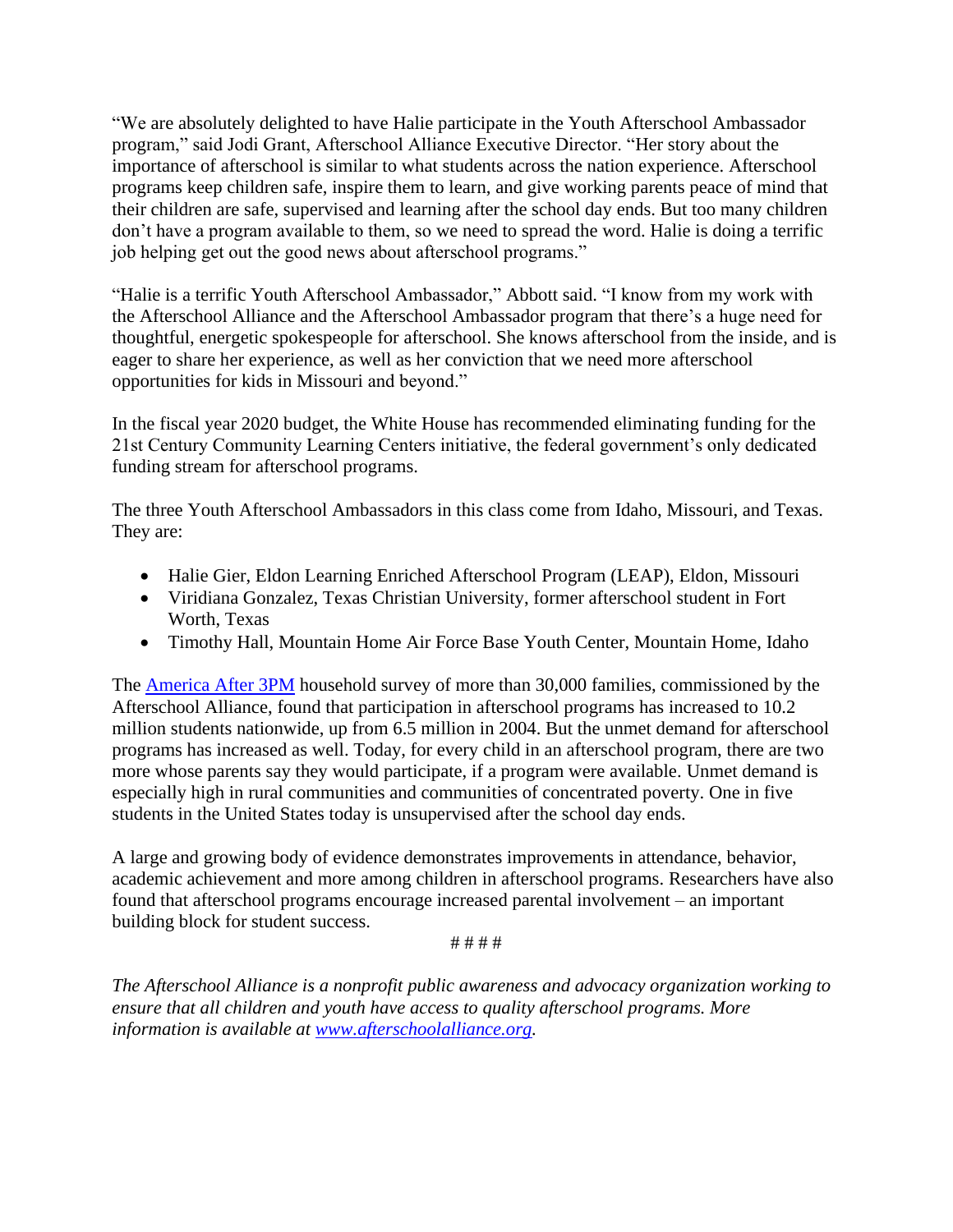"We are absolutely delighted to have Halie participate in the Youth Afterschool Ambassador program," said Jodi Grant, Afterschool Alliance Executive Director. "Her story about the importance of afterschool is similar to what students across the nation experience. Afterschool programs keep children safe, inspire them to learn, and give working parents peace of mind that their children are safe, supervised and learning after the school day ends. But too many children don't have a program available to them, so we need to spread the word. Halie is doing a terrific job helping get out the good news about afterschool programs."

"Halie is a terrific Youth Afterschool Ambassador," Abbott said. "I know from my work with the Afterschool Alliance and the Afterschool Ambassador program that there's a huge need for thoughtful, energetic spokespeople for afterschool. She knows afterschool from the inside, and is eager to share her experience, as well as her conviction that we need more afterschool opportunities for kids in Missouri and beyond."

In the fiscal year 2020 budget, the White House has recommended eliminating funding for the 21st Century Community Learning Centers initiative, the federal government's only dedicated funding stream for afterschool programs.

The three Youth Afterschool Ambassadors in this class come from Idaho, Missouri, and Texas. They are:

- Halie Gier, Eldon Learning Enriched Afterschool Program (LEAP), Eldon, Missouri
- Viridiana Gonzalez, Texas Christian University, former afterschool student in Fort Worth, Texas
- Timothy Hall, Mountain Home Air Force Base Youth Center, Mountain Home, Idaho

The [America After 3PM] household survey of more than 30,000 families, commissioned by the Afterschool Alliance, found that participation in afterschool programs has increased to 10.2 million students nationwide, up from 6.5 million in 2004. But the unmet demand for afterschool programs has increased as well. Today, for every child in an afterschool program, there are two more whose parents say they would participate, if a program were available. Unmet demand is especially high in rural communities and communities of concentrated poverty. One in five students in the United States today is unsupervised after the school day ends.

A large and growing body of evidence demonstrates improvements in attendance, behavior, academic achievement and more among children in afterschool programs. Researchers have also found that afterschool programs encourage increased parental involvement – an important building block for student success.

# # # #

*The Afterschool Alliance is a nonprofit public awareness and advocacy organization working to ensure that all children and youth have access to quality afterschool programs. More information is available at www.afterschoolalliance.org.*